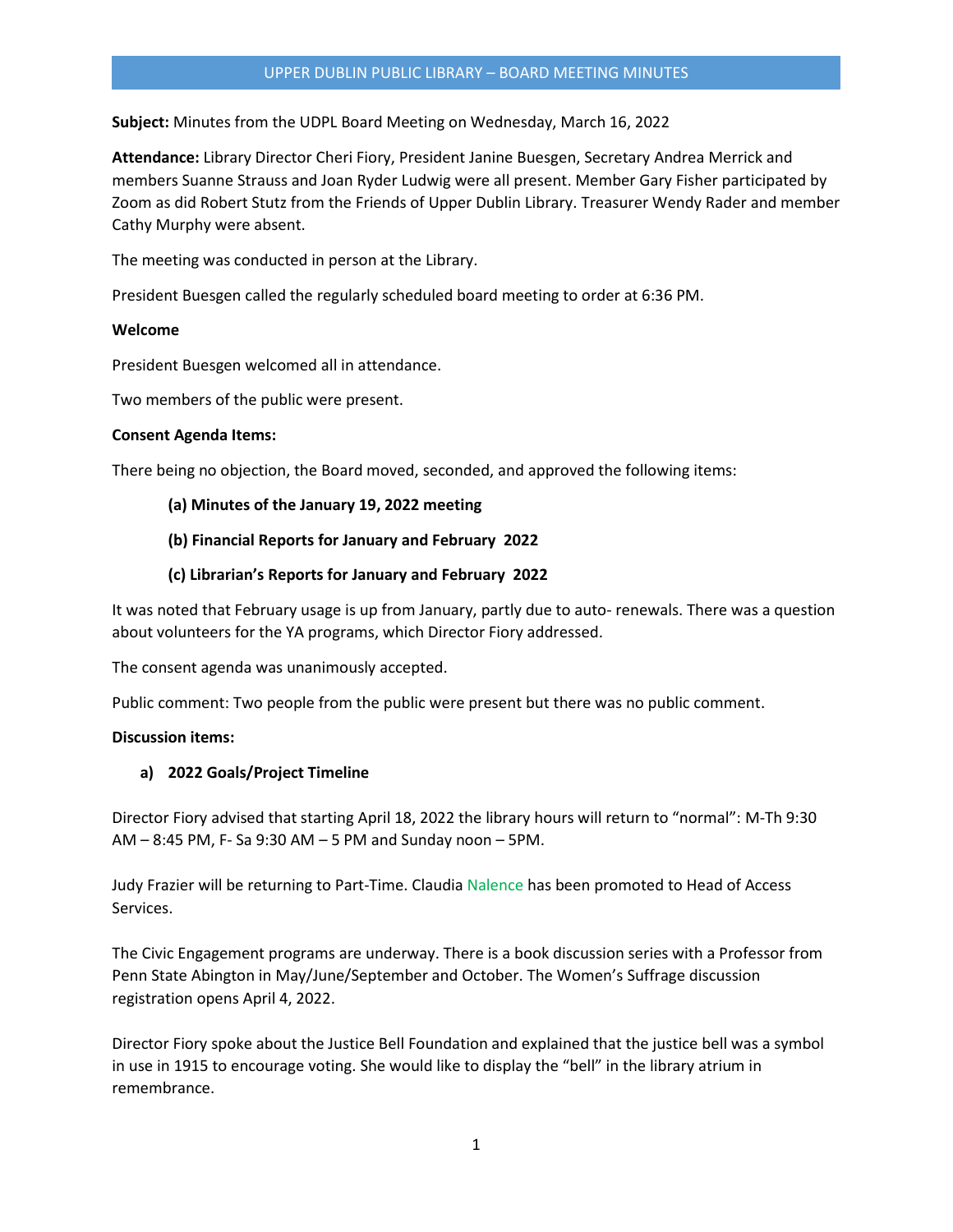# UPPER DUBLIN PUBLIC LIBRARY – BOARD MEETING MINUTES

**Subject:** Minutes from the UDPL Board Meeting on Wednesday, March 16, 2022

**Attendance:** Library Director Cheri Fiory, President Janine Buesgen, Secretary Andrea Merrick and members Suanne Strauss and Joan Ryder Ludwig were all present. Member Gary Fisher participated by Zoom as did Robert Stutz from the Friends of Upper Dublin Library. Treasurer Wendy Rader and member Cathy Murphy were absent.

The meeting was conducted in person at the Library.

President Buesgen called the regularly scheduled board meeting to order at 6:36 PM.

**Welcome**

President Buesgen welcomed all in attendance.

Two members of the public were present.

**Consent Agenda Items:**

There being no objection, the Board moved, seconded, and approved the following items:

- **(a) Minutes of the January 19, 2022 meeting**
- **(b) Financial Reports for January and February 2022**
- **(c) Librarian's Reports for January and February 2022**

It was noted that February usage is up from January, partly due to auto- renewals. There was a question about volunteers for the YA programs, which Director Fiory addressed.

The consent agenda was unanimously accepted.

Public comment: Two people from the public were present but there was no public comment.

**Discussion items:**

**a) 2022 Goals/Project Timeline**

Director Fiory advised that starting April 18, 2022 the library hours will return to "normal": M-Th 9:30 AM – 8:45 PM, F- Sa 9:30 AM – 5 PM and Sunday noon – 5PM.

Judy Frazier will be returning to Part-Time. Claudia Nalence has been promoted to Head of Access Services.

The Civic Engagement programs are underway. There is a book discussion series with a Professor from Penn State Abington in May/June/September and October. The Women's Suffrage discussion registration opens April 4, 2022.

Director Fiory spoke about the Justice Bell Foundation and explained that the justice bell was a symbol in use in 1915 to encourage voting. She would like to display the "bell" in the library atrium in remembrance.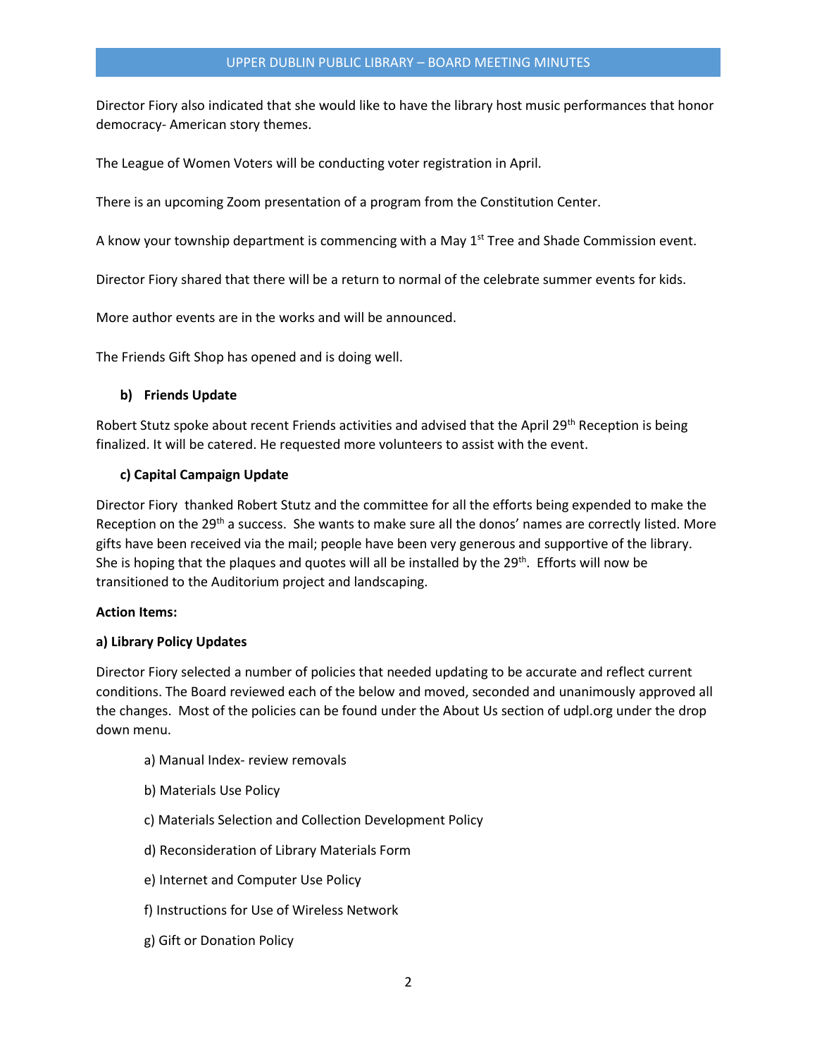Director Fiory also indicated that she would like to have the library host music performances that honor democracy- American story themes.

The League of Women Voters will be conducting voter registration in April.

There is an upcoming Zoom presentation of a program from the Constitution Center.

A know your township department is commencing with a May 1st Tree and Shade Commission event.

Director Fiory shared that there will be a return to normal of the celebrate summer events for kids.

More author events are in the works and will be announced.

The Friends Gift Shop has opened and is doing well.

**b) Friends Update**

Robert Stutz spoke about recent Friends activities and advised that the April 29th Reception is being finalized. It will be catered. He requested more volunteers to assist with the event.

**c) Capital Campaign Update**

Director Fiory thanked Robert Stutz and the committee for all the efforts being expended to make the Reception on the 29th a success. She wants to make sure all the donos' names are correctly listed. More gifts have been received via the mail; people have been very generous and supportive of the library. She is hoping that the plaques and quotes will all be installed by the 29th. Efforts will now be transitioned to the Auditorium project and landscaping.

**Action Items:**

**a) Library Policy Updates**

Director Fiory selected a number of policies that needed updating to be accurate and reflect current conditions. The Board reviewed each of the below and moved, seconded and unanimously approved all the changes. Most of the policies can be found under the About Us section of udpl.org under the drop down menu.

a) Manual Index- review removals

b) Materials Use Policy

c) Materials Selection and Collection Development Policy

d) Reconsideration of Library Materials Form

e) Internet and Computer Use Policy

f) Instructions for Use of Wireless Network

g) Gift or Donation Policy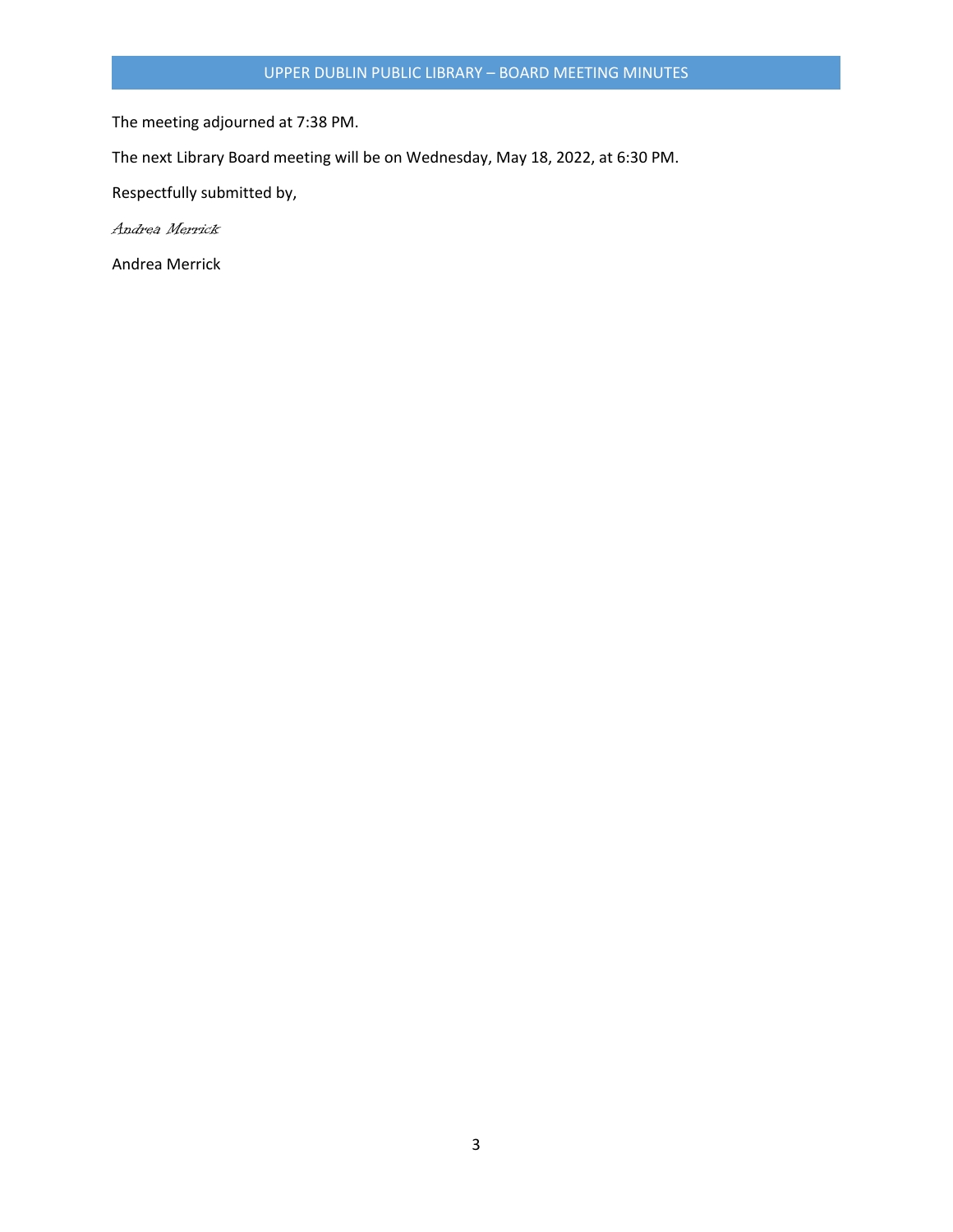The meeting adjourned at 7:38 PM.

The next Library Board meeting will be on Wednesday, May 18, 2022, at 6:30 PM.

Respectfully submitted by,

*Andrea Merrick*

Andrea Merrick